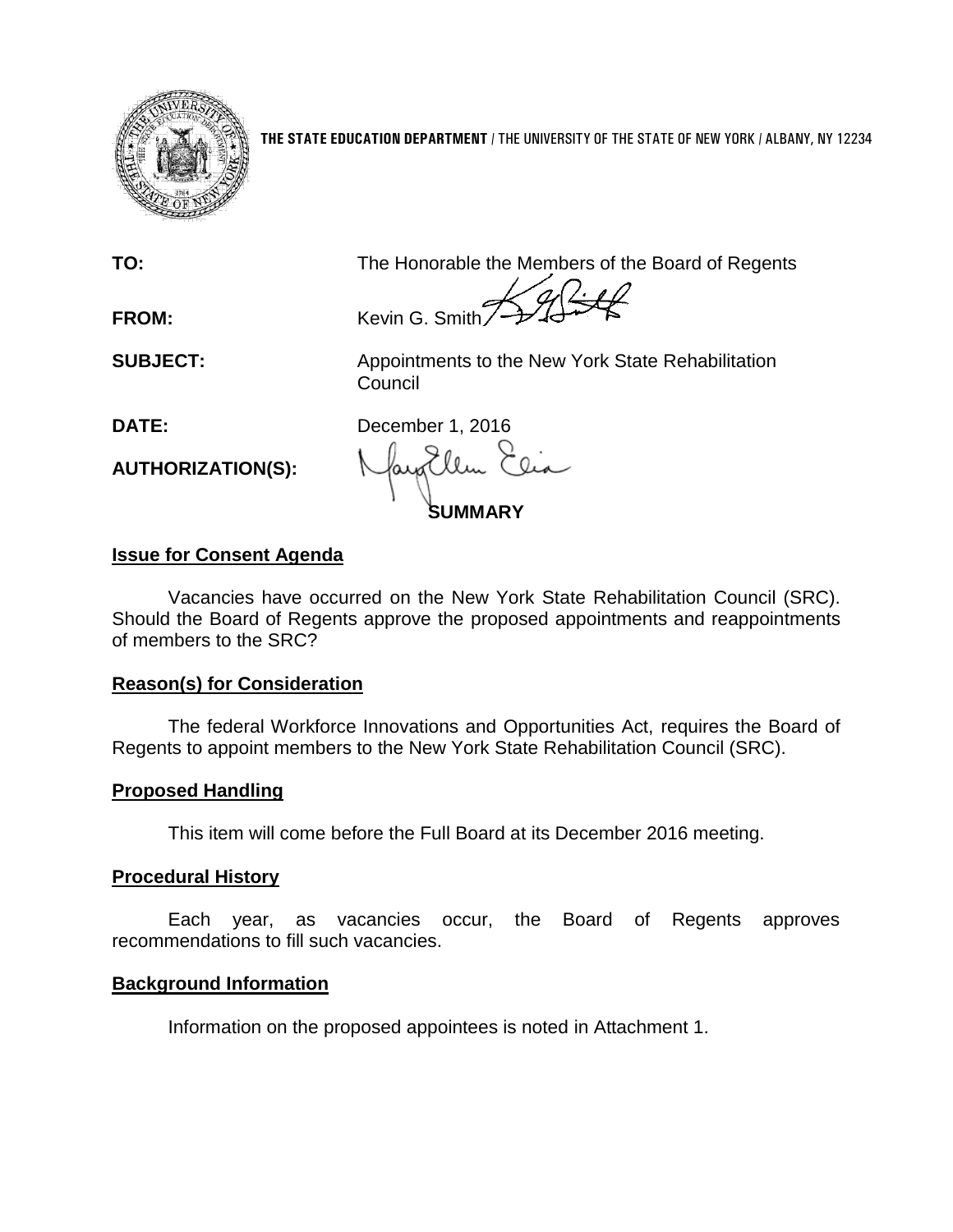**THE STATE EDUCATION DEPARTMENT** / THE UNIVERSITY OF THE STATE OF NEW YORK / ALBANY, NY 12234

| | |
|---|---|
| **TO:** | The Honorable the Members of the Board of Regents |
| **FROM:** | Kevin G. Smith |
| **SUBJECT:** | Appointments to the New York State Rehabilitation Council |
| **DATE:** | December 1, 2016 |
| **AUTHORIZATION(S):** | |

## SUMMARY

### Issue for Consent Agenda

Vacancies have occurred on the New York State Rehabilitation Council (SRC). Should the Board of Regents approve the proposed appointments and reappointments of members to the SRC?

### Reason(s) for Consideration

The federal Workforce Innovations and Opportunities Act, requires the Board of Regents to appoint members to the New York State Rehabilitation Council (SRC).

### Proposed Handling

This item will come before the Full Board at its December 2016 meeting.

### Procedural History

Each year, as vacancies occur, the Board of Regents approves recommendations to fill such vacancies.

### Background Information

Information on the proposed appointees is noted in Attachment 1.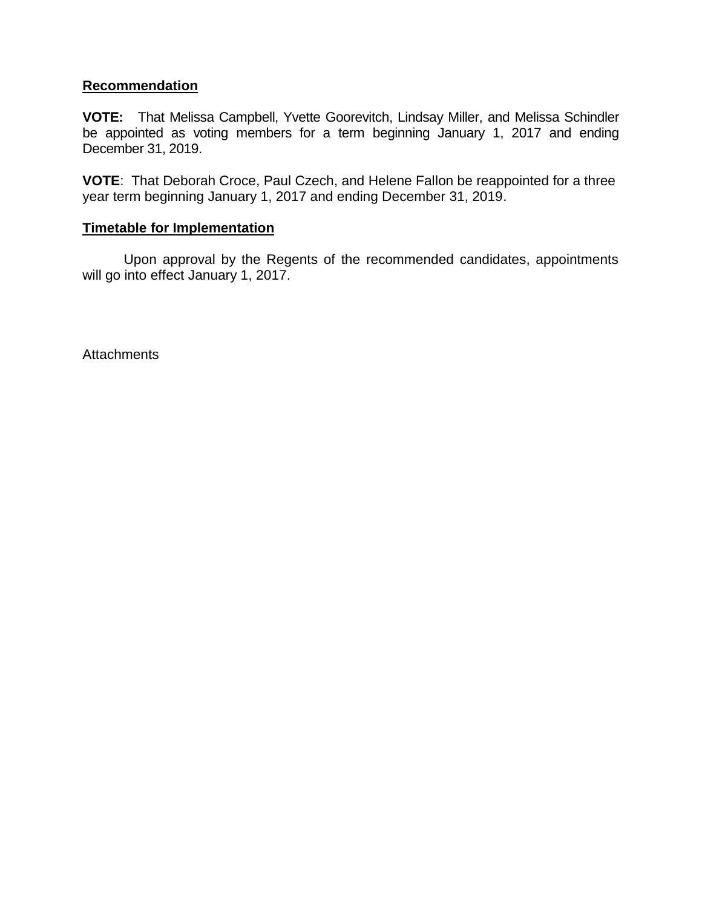**Recommendation**

**VOTE:** That Melissa Campbell, Yvette Goorevitch, Lindsay Miller, and Melissa Schindler be appointed as voting members for a term beginning January 1, 2017 and ending December 31, 2019.

**VOTE**: That Deborah Croce, Paul Czech, and Helene Fallon be reappointed for a three year term beginning January 1, 2017 and ending December 31, 2019.

**Timetable for Implementation**

Upon approval by the Regents of the recommended candidates, appointments will go into effect January 1, 2017.

Attachments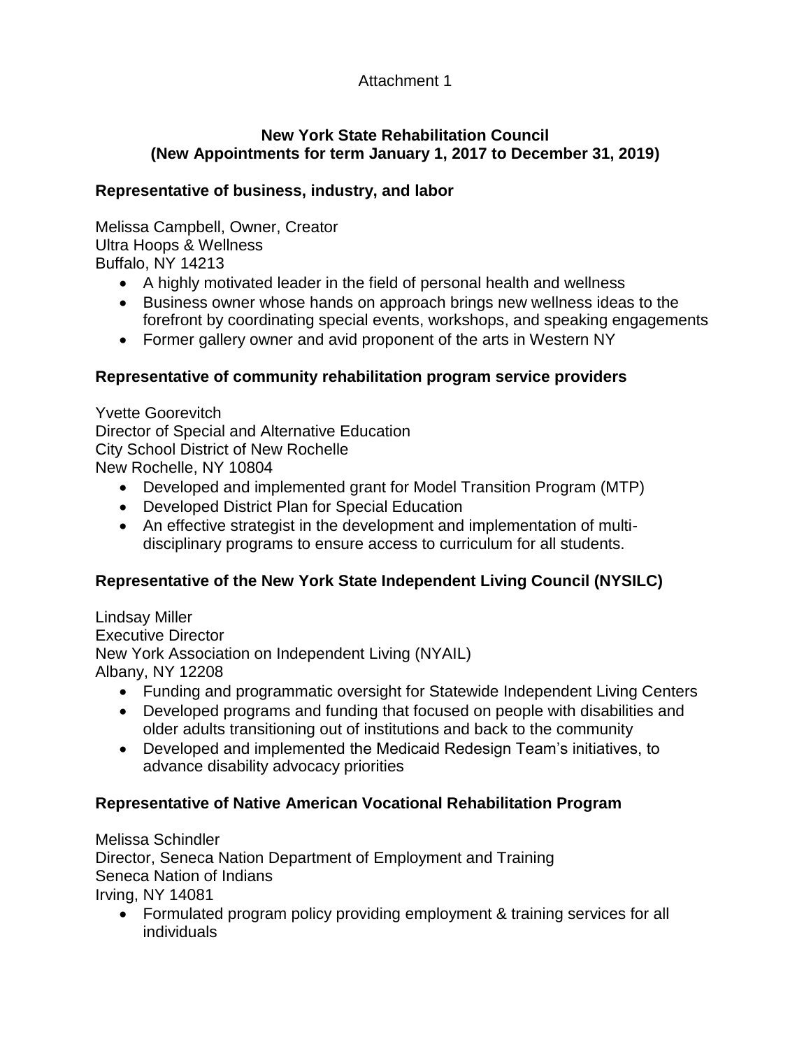Attachment 1

## New York State Rehabilitation Council
## (New Appointments for term January 1, 2017 to December 31, 2019)

### Representative of business, industry, and labor

Melissa Campbell, Owner, Creator
Ultra Hoops & Wellness
Buffalo, NY 14213

- A highly motivated leader in the field of personal health and wellness
- Business owner whose hands on approach brings new wellness ideas to the forefront by coordinating special events, workshops, and speaking engagements
- Former gallery owner and avid proponent of the arts in Western NY

### Representative of community rehabilitation program service providers

Yvette Goorevitch
Director of Special and Alternative Education
City School District of New Rochelle
New Rochelle, NY 10804

- Developed and implemented grant for Model Transition Program (MTP)
- Developed District Plan for Special Education
- An effective strategist in the development and implementation of multi-disciplinary programs to ensure access to curriculum for all students.

### Representative of the New York State Independent Living Council (NYSILC)

Lindsay Miller
Executive Director
New York Association on Independent Living (NYAIL)
Albany, NY 12208

- Funding and programmatic oversight for Statewide Independent Living Centers
- Developed programs and funding that focused on people with disabilities and older adults transitioning out of institutions and back to the community
- Developed and implemented the Medicaid Redesign Team's initiatives, to advance disability advocacy priorities

### Representative of Native American Vocational Rehabilitation Program

Melissa Schindler
Director, Seneca Nation Department of Employment and Training
Seneca Nation of Indians
Irving, NY 14081

- Formulated program policy providing employment & training services for all individuals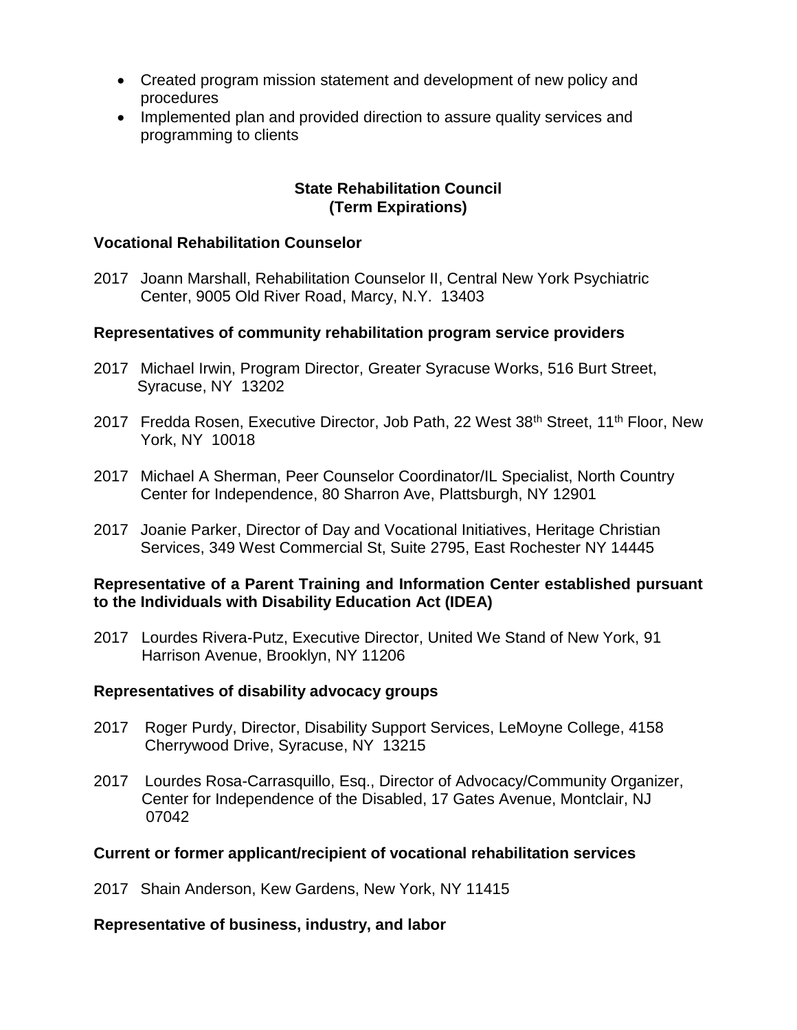- Created program mission statement and development of new policy and procedures
- Implemented plan and provided direction to assure quality services and programming to clients

## State Rehabilitation Council (Term Expirations)

### Vocational Rehabilitation Counselor

2017 Joann Marshall, Rehabilitation Counselor II, Central New York Psychiatric Center, 9005 Old River Road, Marcy, N.Y. 13403

### Representatives of community rehabilitation program service providers

2017 Michael Irwin, Program Director, Greater Syracuse Works, 516 Burt Street, Syracuse, NY 13202

2017 Fredda Rosen, Executive Director, Job Path, 22 West 38th Street, 11th Floor, New York, NY 10018

2017 Michael A Sherman, Peer Counselor Coordinator/IL Specialist, North Country Center for Independence, 80 Sharron Ave, Plattsburgh, NY 12901

2017 Joanie Parker, Director of Day and Vocational Initiatives, Heritage Christian Services, 349 West Commercial St, Suite 2795, East Rochester NY 14445

### Representative of a Parent Training and Information Center established pursuant to the Individuals with Disability Education Act (IDEA)

2017 Lourdes Rivera-Putz, Executive Director, United We Stand of New York, 91 Harrison Avenue, Brooklyn, NY 11206

### Representatives of disability advocacy groups

2017 Roger Purdy, Director, Disability Support Services, LeMoyne College, 4158 Cherrywood Drive, Syracuse, NY 13215

2017 Lourdes Rosa-Carrasquillo, Esq., Director of Advocacy/Community Organizer, Center for Independence of the Disabled, 17 Gates Avenue, Montclair, NJ 07042

### Current or former applicant/recipient of vocational rehabilitation services

2017 Shain Anderson, Kew Gardens, New York, NY 11415

### Representative of business, industry, and labor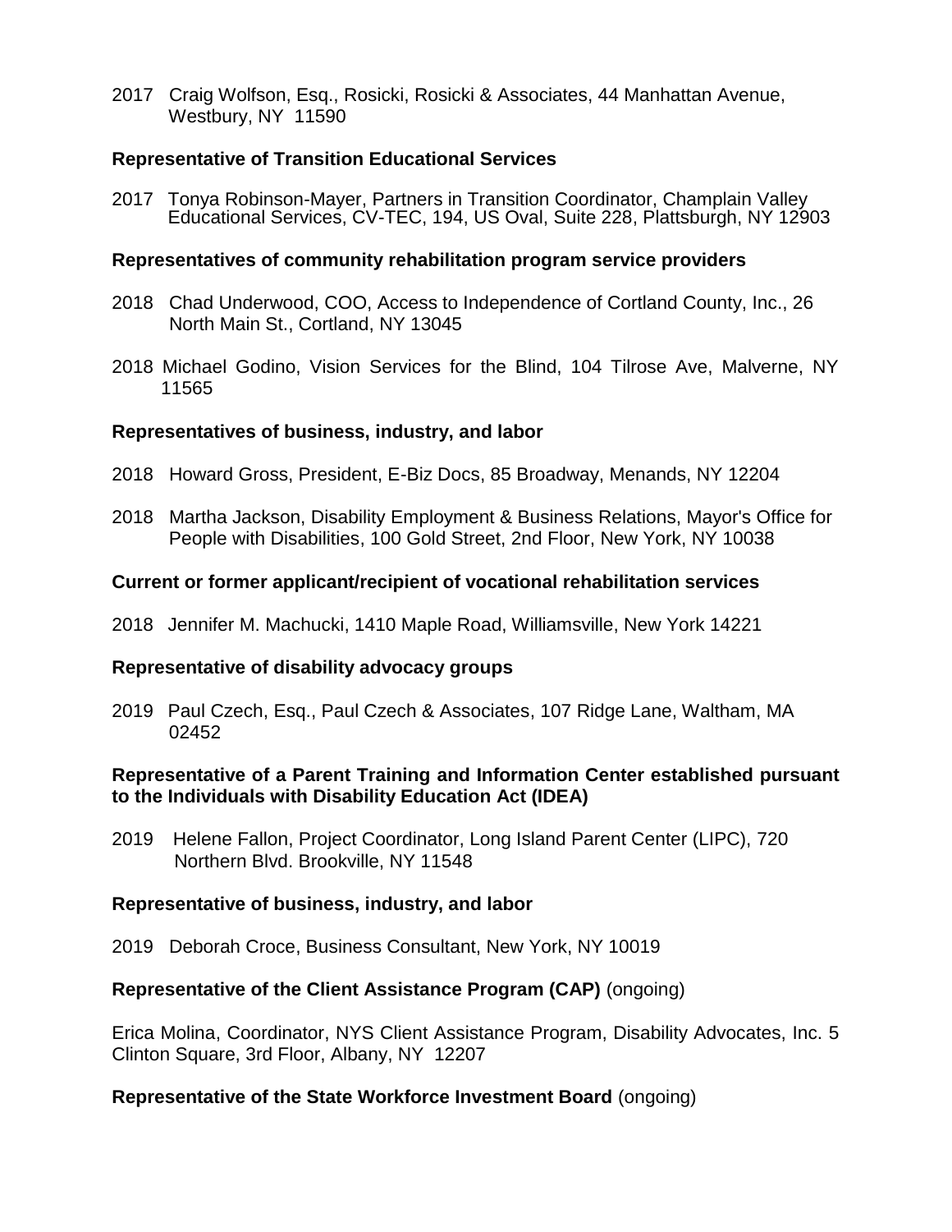2017 Craig Wolfson, Esq., Rosicki, Rosicki & Associates, 44 Manhattan Avenue, Westbury, NY 11590

**Representative of Transition Educational Services**

2017 Tonya Robinson-Mayer, Partners in Transition Coordinator, Champlain Valley Educational Services, CV-TEC, 194, US Oval, Suite 228, Plattsburgh, NY 12903

**Representatives of community rehabilitation program service providers**

2018 Chad Underwood, COO, Access to Independence of Cortland County, Inc., 26 North Main St., Cortland, NY 13045

2018 Michael Godino, Vision Services for the Blind, 104 Tilrose Ave, Malverne, NY 11565

**Representatives of business, industry, and labor**

2018 Howard Gross, President, E-Biz Docs, 85 Broadway, Menands, NY 12204

2018 Martha Jackson, Disability Employment & Business Relations, Mayor's Office for People with Disabilities, 100 Gold Street, 2nd Floor, New York, NY 10038

**Current or former applicant/recipient of vocational rehabilitation services**

2018 Jennifer M. Machucki, 1410 Maple Road, Williamsville, New York 14221

**Representative of disability advocacy groups**

2019 Paul Czech, Esq., Paul Czech & Associates, 107 Ridge Lane, Waltham, MA 02452

**Representative of a Parent Training and Information Center established pursuant to the Individuals with Disability Education Act (IDEA)**

2019 Helene Fallon, Project Coordinator, Long Island Parent Center (LIPC), 720 Northern Blvd. Brookville, NY 11548

**Representative of business, industry, and labor**

2019 Deborah Croce, Business Consultant, New York, NY 10019

**Representative of the Client Assistance Program (CAP)** (ongoing)

Erica Molina, Coordinator, NYS Client Assistance Program, Disability Advocates, Inc. 5 Clinton Square, 3rd Floor, Albany, NY 12207

**Representative of the State Workforce Investment Board** (ongoing)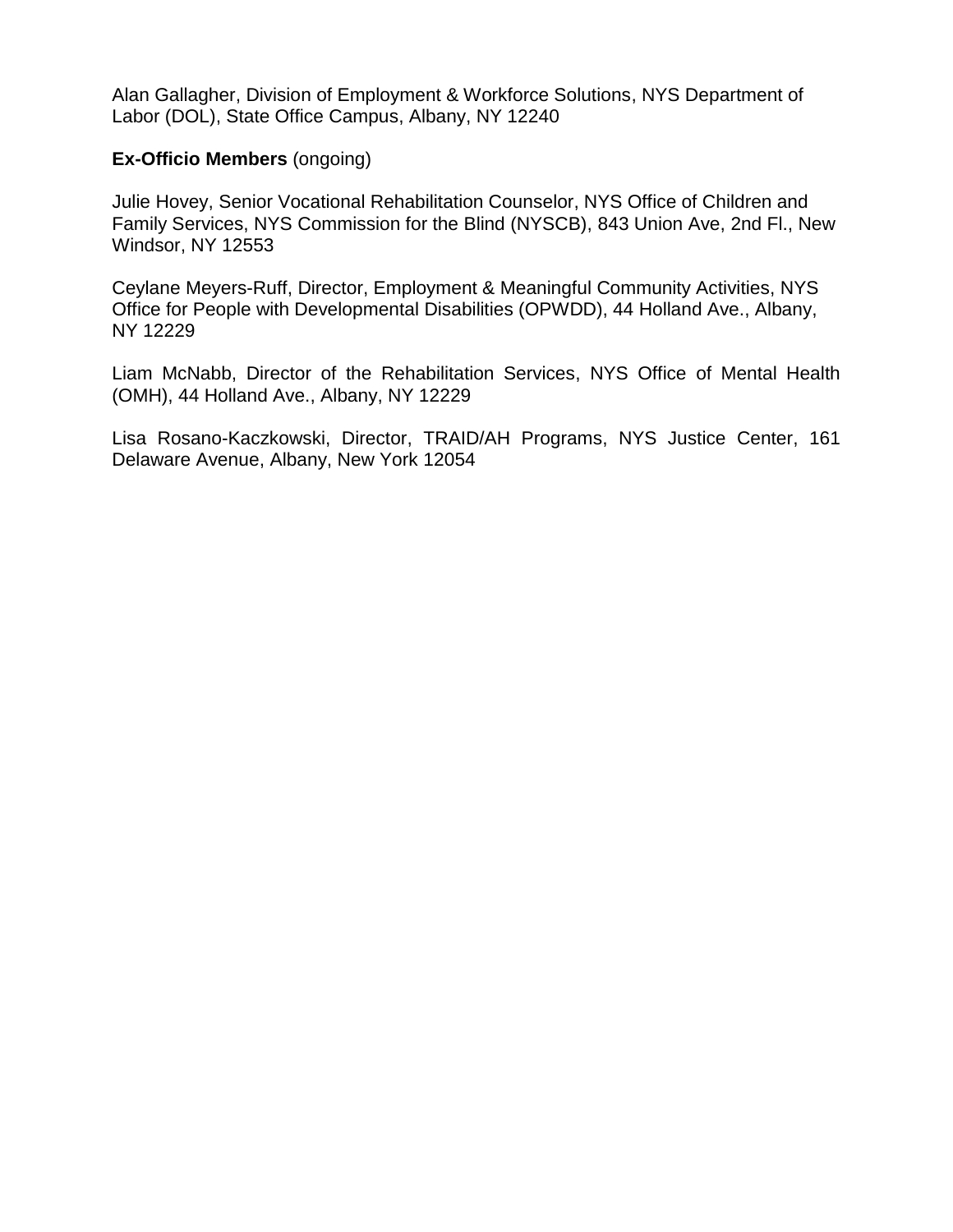Alan Gallagher, Division of Employment & Workforce Solutions, NYS Department of Labor (DOL), State Office Campus, Albany, NY 12240

**Ex-Officio Members** (ongoing)

Julie Hovey, Senior Vocational Rehabilitation Counselor, NYS Office of Children and Family Services, NYS Commission for the Blind (NYSCB), 843 Union Ave, 2nd Fl., New Windsor, NY 12553

Ceylane Meyers-Ruff, Director, Employment & Meaningful Community Activities, NYS Office for People with Developmental Disabilities (OPWDD), 44 Holland Ave., Albany, NY 12229

Liam McNabb, Director of the Rehabilitation Services, NYS Office of Mental Health (OMH), 44 Holland Ave., Albany, NY 12229

Lisa Rosano-Kaczkowski, Director, TRAID/AH Programs, NYS Justice Center, 161 Delaware Avenue, Albany, New York 12054